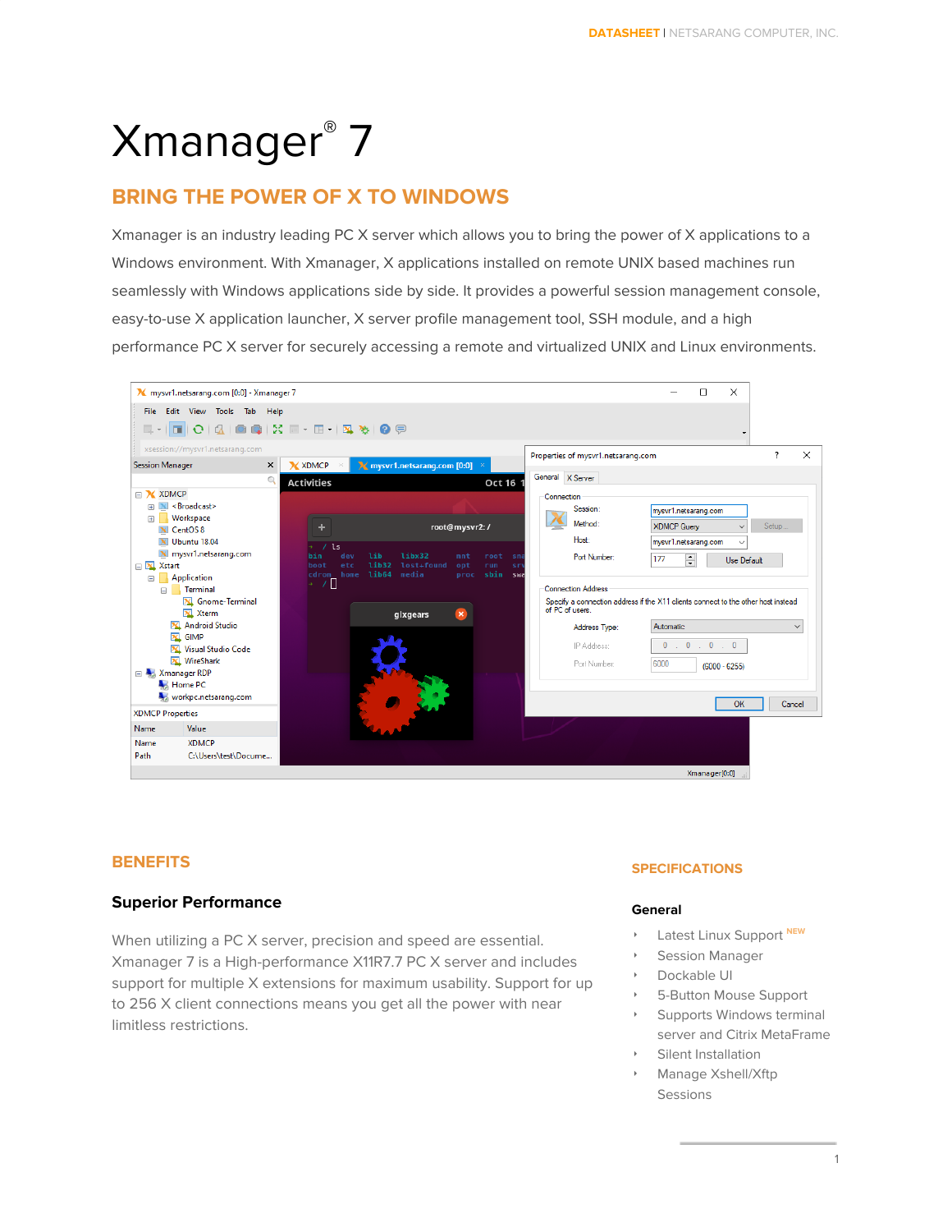# Xmanager® 7

## BRING THE POWER OF X TO WINDOWS

Xmanager is an industry leading PC X server which allows you to bring the power of X applications to a Windows environment. With Xmanager, X applications installed on remote UNIX based machines run seamlessly with Windows applications side by side. It provides a powerful session management console, easy-to-use X application launcher, X server profile management tool, SSH module, and a high performance PC X server for securely accessing a remote and virtualized UNIX and Linux environments.

## BENEFITS

### Superior Performance

When utilizing a PC X server, precision and speed are essential. Xmanager 7 is a High-performance X11R7.7 PC X server and includes support for multiple X extensions for maximum usability. Support for up to 256 X client connections means you get all the power with near limitless restrictions.

## SPECIFICATIONS

### General

- Latest Linux Support NEW
- Session Manager
- Dockable UI
- 5-Button Mouse Support
- Supports Windows terminal server and Citrix MetaFrame
- Silent Installation
- Manage Xshell/Xftp Sessions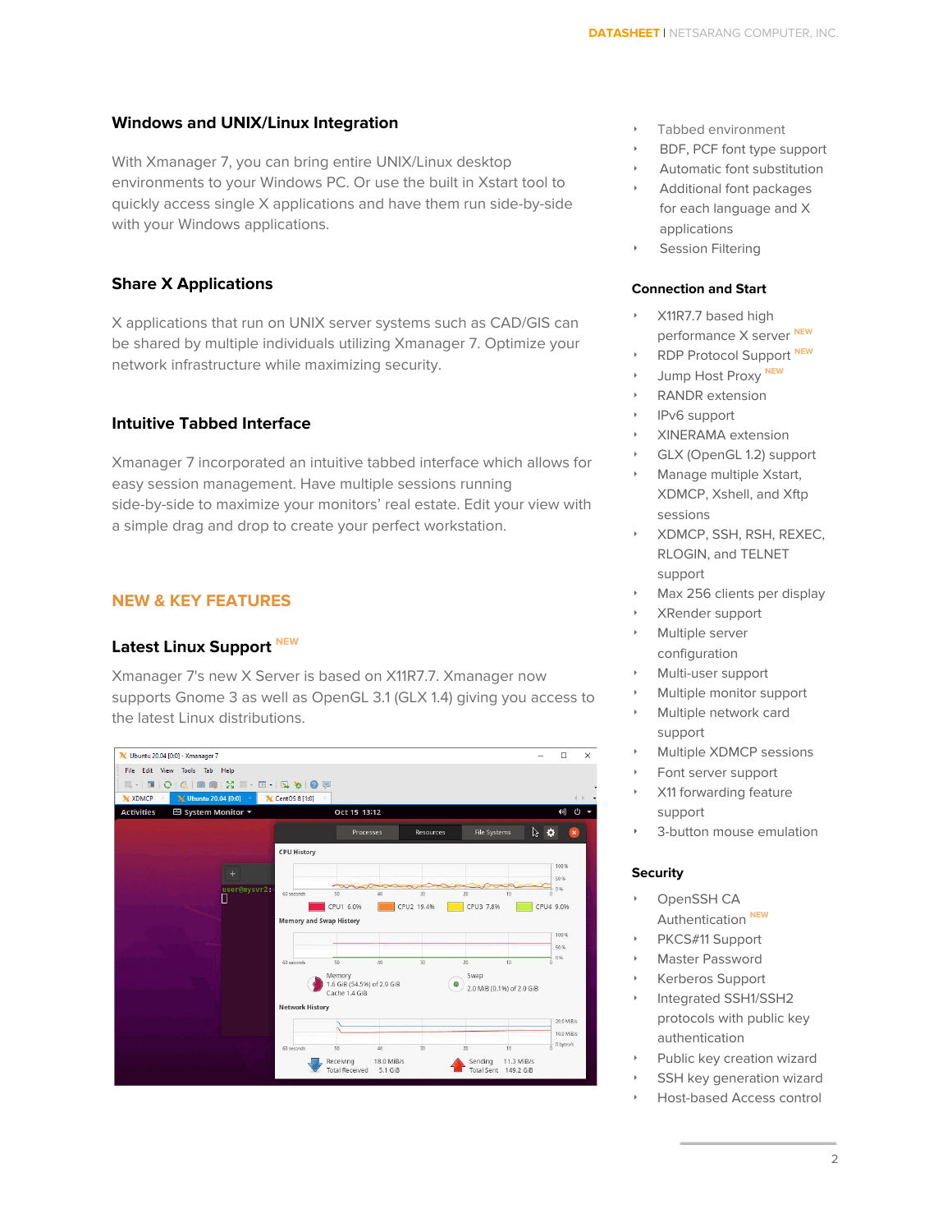## Windows and UNIX/Linux Integration

With Xmanager 7, you can bring entire UNIX/Linux desktop environments to your Windows PC. Or use the built in Xstart tool to quickly access single X applications and have them run side-by-side with your Windows applications.

## Share X Applications

X applications that run on UNIX server systems such as CAD/GIS can be shared by multiple individuals utilizing Xmanager 7. Optimize your network infrastructure while maximizing security.

## Intuitive Tabbed Interface

Xmanager 7 incorporated an intuitive tabbed interface which allows for easy session management. Have multiple sessions running side-by-side to maximize your monitors' real estate. Edit your view with a simple drag and drop to create your perfect workstation.

# NEW & KEY FEATURES

## Latest Linux Support NEW

Xmanager 7's new X Server is based on X11R7.7. Xmanager now supports Gnome 3 as well as OpenGL 3.1 (GLX 1.4) giving you access to the latest Linux distributions.

- Tabbed environment
- BDF, PCF font type support
- Automatic font substitution
- Additional font packages for each language and X applications
- Session Filtering

### Connection and Start

- X11R7.7 based high performance X server NEW
- RDP Protocol Support NEW
- Jump Host Proxy NEW
- RANDR extension
- IPv6 support
- XINERAMA extension
- GLX (OpenGL 1.2) support
- Manage multiple Xstart, XDMCP, Xshell, and Xftp sessions
- XDMCP, SSH, RSH, REXEC, RLOGIN, and TELNET support
- Max 256 clients per display
- XRender support
- Multiple server configuration
- Multi-user support
- Multiple monitor support
- Multiple network card support
- Multiple XDMCP sessions
- Font server support
- X11 forwarding feature support
- 3-button mouse emulation

### Security

- OpenSSH CA Authentication NEW
- PKCS#11 Support
- Master Password
- Kerberos Support
- Integrated SSH1/SSH2 protocols with public key authentication
- Public key creation wizard
- SSH key generation wizard
- Host-based Access control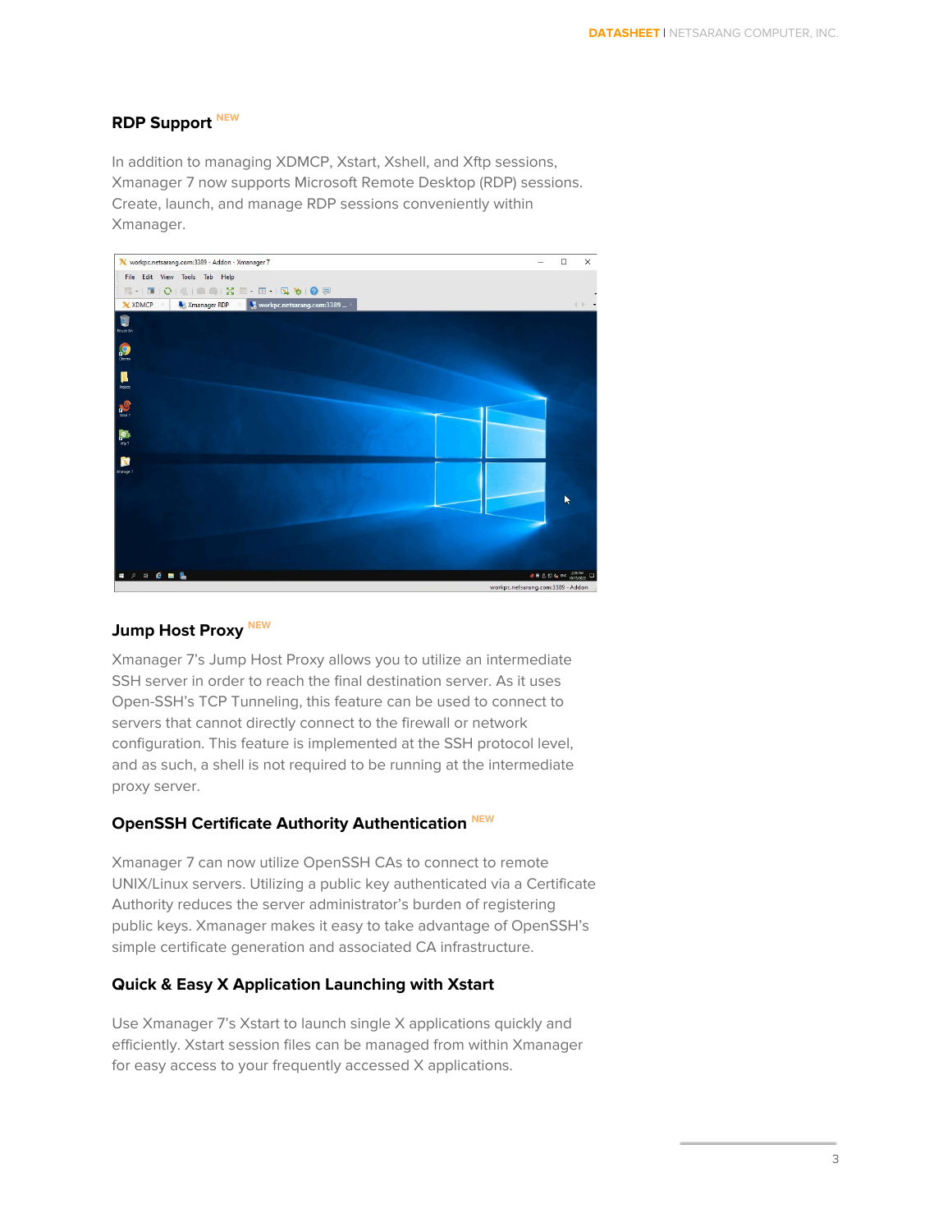### RDP Support NEW

In addition to managing XDMCP, Xstart, Xshell, and Xftp sessions, Xmanager 7 now supports Microsoft Remote Desktop (RDP) sessions. Create, launch, and manage RDP sessions conveniently within Xmanager.

### Jump Host Proxy NEW

Xmanager 7's Jump Host Proxy allows you to utilize an intermediate SSH server in order to reach the final destination server. As it uses Open-SSH's TCP Tunneling, this feature can be used to connect to servers that cannot directly connect to the firewall or network configuration. This feature is implemented at the SSH protocol level, and as such, a shell is not required to be running at the intermediate proxy server.

### OpenSSH Certificate Authority Authentication NEW

Xmanager 7 can now utilize OpenSSH CAs to connect to remote UNIX/Linux servers. Utilizing a public key authenticated via a Certificate Authority reduces the server administrator's burden of registering public keys. Xmanager makes it easy to take advantage of OpenSSH's simple certificate generation and associated CA infrastructure.

### Quick & Easy X Application Launching with Xstart

Use Xmanager 7's Xstart to launch single X applications quickly and efficiently. Xstart session files can be managed from within Xmanager for easy access to your frequently accessed X applications.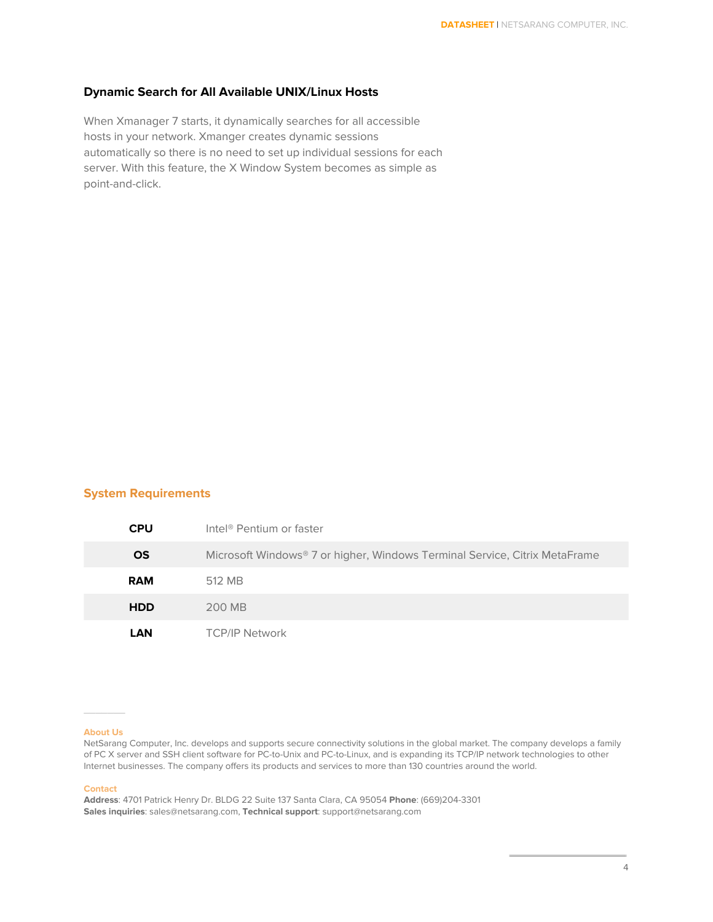### Dynamic Search for All Available UNIX/Linux Hosts

When Xmanager 7 starts, it dynamically searches for all accessible hosts in your network. Xmanger creates dynamic sessions automatically so there is no need to set up individual sessions for each server. With this feature, the X Window System becomes as simple as point-and-click.

## System Requirements

| | |
|---|---|
| **CPU** | Intel® Pentium or faster |
| **OS** | Microsoft Windows® 7 or higher, Windows Terminal Service, Citrix MetaFrame |
| **RAM** | 512 MB |
| **HDD** | 200 MB |
| **LAN** | TCP/IP Network |

**About Us**

NetSarang Computer, Inc. develops and supports secure connectivity solutions in the global market. The company develops a family of PC X server and SSH client software for PC-to-Unix and PC-to-Linux, and is expanding its TCP/IP network technologies to other Internet businesses. The company offers its products and services to more than 130 countries around the world.

**Contact**

**Address**: 4701 Patrick Henry Dr. BLDG 22 Suite 137 Santa Clara, CA 95054 **Phone**: (669)204-3301
**Sales inquiries**: sales@netsarang.com, **Technical support**: support@netsarang.com